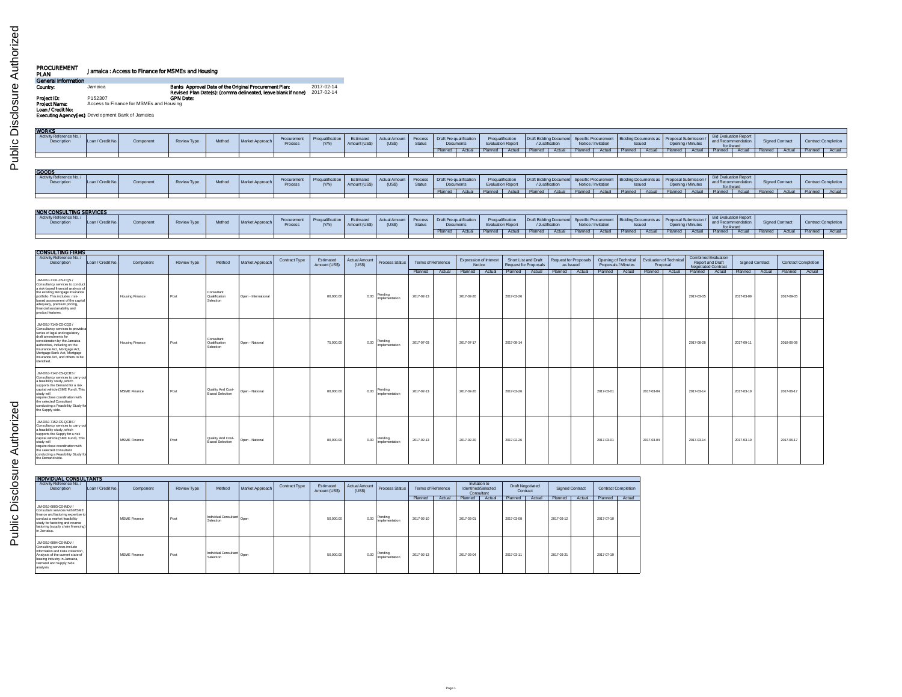# PROCUREMENT PLAN

## Jamaica : Access to Finance for MSMEs and Housing

### General Information

**Country:** Jamaica

**Banks Approval Date of the Original Procurement Plan:** 2017-02-14

**Revised Plan Date(s): (comma delineated, leave blank if none)** 2017-02-14

**Project ID:** P152307

**GPN Date:**

**Project Name:** Access to Finance for MSMEs and Housing

**Loan / Credit No:**

**Executing Agency(ies):** Development Bank of Jamaica

### WORKS

| Activity Reference No. / Description | Loan / Credit No. | Component | Review Type | Method | Market Approach | Procurement Process | Prequalification (Y/N) | Estimated Amount (US$) | Actual Amount (US$) | Process Status | Draft Pre-qualification Documents | | Prequalification Evaluation Report | | Draft Bidding Document / Justification | | Specific Procurement Notice / Invitation | | Bidding Documents as Issued | | Proposal Submission / Opening / Minutes | | Bid Evaluation Report and Recommendation for Award | | Signed Contract | | Contract Completion | |
|---|---|---|---|---|---|---|---|---|---|---|---|---|---|---|---|---|---|---|---|---|---|---|---|---|---|---|---|---|
| | | | | | | | | | | | Planned | Actual | Planned | Actual | Planned | Actual | Planned | Actual | Planned | Actual | Planned | Actual | Planned | Actual | Planned | Actual | Planned | Actual |

### GOODS

| Activity Reference No. / Description | Loan / Credit No. | Component | Review Type | Method | Market Approach | Procurement Process | Prequalification (Y/N) | Estimated Amount (US$) | Actual Amount (US$) | Process Status | Draft Pre-qualification Documents | | Prequalification Evaluation Report | | Draft Bidding Document / Justification | | Specific Procurement Notice / Invitation | | Bidding Documents as Issued | | Proposal Submission / Opening / Minutes | | Bid Evaluation Report and Recommendation for Award | | Signed Contract | | Contract Completion | |
|---|---|---|---|---|---|---|---|---|---|---|---|---|---|---|---|---|---|---|---|---|---|---|---|---|---|---|---|---|
| | | | | | | | | | | | Planned | Actual | Planned | Actual | Planned | Actual | Planned | Actual | Planned | Actual | Planned | Actual | Planned | Actual | Planned | Actual | Planned | Actual |

### NON CONSULTING SERVICES

| Activity Reference No. / Description | Loan / Credit No. | Component | Review Type | Method | Market Approach | Procurement Process | Prequalification (Y/N) | Estimated Amount (US$) | Actual Amount (US$) | Process Status | Draft Pre-qualification Documents | | Prequalification Evaluation Report | | Draft Bidding Document / Justification | | Specific Procurement Notice / Invitation | | Bidding Documents as Issued | | Proposal Submission / Opening / Minutes | | Bid Evaluation Report and Recommendation for Award | | Signed Contract | | Contract Completion | |
|---|---|---|---|---|---|---|---|---|---|---|---|---|---|---|---|---|---|---|---|---|---|---|---|---|---|---|---|---|
| | | | | | | | | | | | Planned | Actual | Planned | Actual | Planned | Actual | Planned | Actual | Planned | Actual | Planned | Actual | Planned | Actual | Planned | Actual | Planned | Actual |

### CONSULTING FIRMS

| Activity Reference No. / Description | Loan / Credit No. | Component | Review Type | Method | Market Approach | Contract Type | Estimated Amount (US$) | Actual Amount (US$) | Process Status | Terms of Reference | | Expression of Interest Notice | | Short List and Draft Request for Proposals | | Request for Proposals as Issued | | Opening of Technical Proposals / Minutes | | Evaluation of Technical Proposal | | Combined Evaluation Report and Draft Negotiated Contract | | Signed Contract | | Contract Completion | |
|---|---|---|---|---|---|---|---|---|---|---|---|---|---|---|---|---|---|---|---|---|---|---|---|---|---|---|---|
| | | | | | | | | | | Planned | Actual | Planned | Actual | Planned | Actual | Planned | Actual | Planned | Actual | Planned | Actual | Planned | Actual | Planned | Actual | Planned | Actual |
| JM-DBJ-7131-CS-CQS / Consultancy services to conduct a risk-based financial analysis of the existing Mortgage Insurance portfolio. This includes: risk-based assessment of the capital adequacy, premium pricing, financial sustainability and product features. | | Housing Finance | Post | Consultant Qualification Selection | Open - International | | 80,000.00 | 0.00 | Pending Implementation | 2017-02-13 | | 2017-02-20 | | 2017-02-26 | | | | | | | | 2017-03-05 | | 2017-03-09 | | 2017-09-05 | |
| JM-DBJ-7140-CS-CQS / Consultancy services to provide a series of legal and regulatory draft amendments for consideration by the Jamaica authorities, including on the Insurance Act, Mortgage Act, Mortgage Bank Act, Mortgage Insurance Act, and others to be identified. | | Housing Finance | Post | Consultant Qualification Selection | Open - National | | 75,000.00 | 0.00 | Pending Implementation | 2017-07-03 | | 2017-07-17 | | 2017-08-14 | | | | | | | | 2017-08-28 | | 2017-09-11 | | 2018-06-08 | |
| JM-DBJ-7142-CS-QCBS / Consultancy services to carry out a feasibility study, which supports the Demand for a risk capital vehicle (SME Fund). This study will require close coordination with the selected Consultant conducting a Feasibility Study for the Supply side. | | MSME Finance | Post | Quality And Cost-Based Selection | Open - National | | 80,000.00 | 0.00 | Pending Implementation | 2017-02-13 | | 2017-02-20 | | 2017-02-26 | | | | 2017-03-01 | | 2017-03-04 | | 2017-03-14 | | 2017-03-19 | | 2017-06-17 | |
| JM-DBJ-7152-CS-QCBS / Consultancy services to carry out a feasibility study, which supports the Supply for a risk capital vehicle (SME Fund). This study will require close coordination with the selected Consultant conducting a Feasibility Study for the Demand side. | | MSME Finance | Post | Quality And Cost-Based Selection | Open - National | | 80,000.00 | 0.00 | Pending Implementation | 2017-02-13 | | 2017-02-20 | | 2017-02-26 | | | | 2017-03-01 | | 2017-03-04 | | 2017-03-14 | | 2017-03-19 | | 2017-06-17 | |

### INDIVIDUAL CONSULTANTS

| Activity Reference No. / Description | Loan / Credit No. | Component | Review Type | Method | Market Approach | Contract Type | Estimated Amount (US$) | Actual Amount (US$) | Process Status | Terms of Reference | | Invitation to Identified/Selected Consultant | | Draft Negotiated Contract | | Signed Contract | | Contract Completion | |
|---|---|---|---|---|---|---|---|---|---|---|---|---|---|---|---|---|---|---|---|
| | | | | | | | | | | Planned | Actual | Planned | Actual | Planned | Actual | Planned | Actual | Planned | Actual |
| JM-DBJ-6803-CS-INDV / Consultant services with MSME finance and factoring expertise to conduct a market feasibility study for factoring and reverse factoring (supply chain financing) in Jamaica. | | MSME Finance | Post | Individual Consultant Selection | Open | | 50,000.00 | 0.00 | Pending Implementation | 2017-02-10 | | 2017-03-01 | | 2017-03-08 | | 2017-03-12 | | 2017-07-10 | |
| JM-DBJ-6804-CS-INDV / Consulting services include Information and Data collection, Analysis of the current state of leasing industry in Jamaica, Demand and Supply Side analysis | | MSME Finance | Post | Individual Consultant Selection | Open | | 50,000.00 | 0.00 | Pending Implementation | 2017-02-13 | | 2017-03-04 | | 2017-03-11 | | 2017-03-21 | | 2017-07-19 | |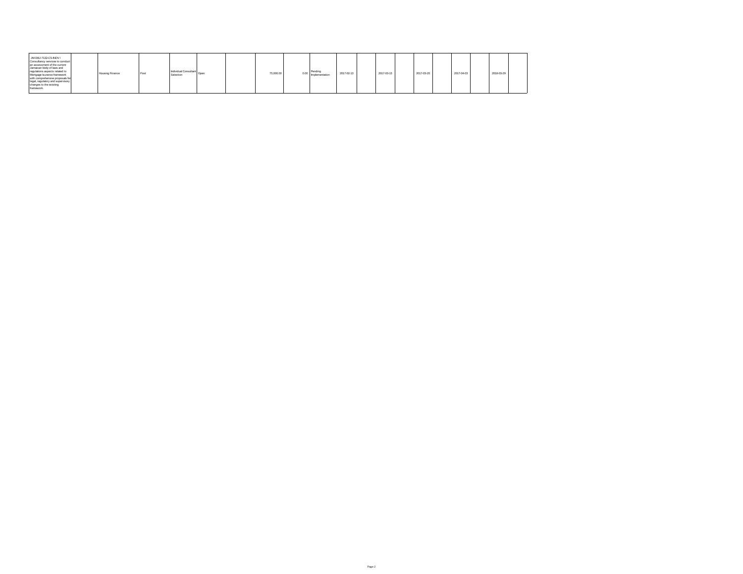| | | | | | | | | | | | | | | | | | | | | |
|---|---|---|---|---|---|---|---|---|---|---|---|---|---|---|---|---|---|---|---|---|
| JM-OBJ-7132-CS-INDV / Consultancy services to conduct an assessment of the current Jamaican body of laws and regulations aspects related to Mortgage Isurance framework with comprehensive proposals for legal, regulatory and supervisory changes to the existing framework. | | Housing Finance | Post | Individual Consultant Selection | Open | | 75,000.00 | 0.00 | Pending Implementation | 2017-02-13 | | 2017-03-13 | | 2017-03-20 | | 2017-04-03 | | 2018-03-29 | |